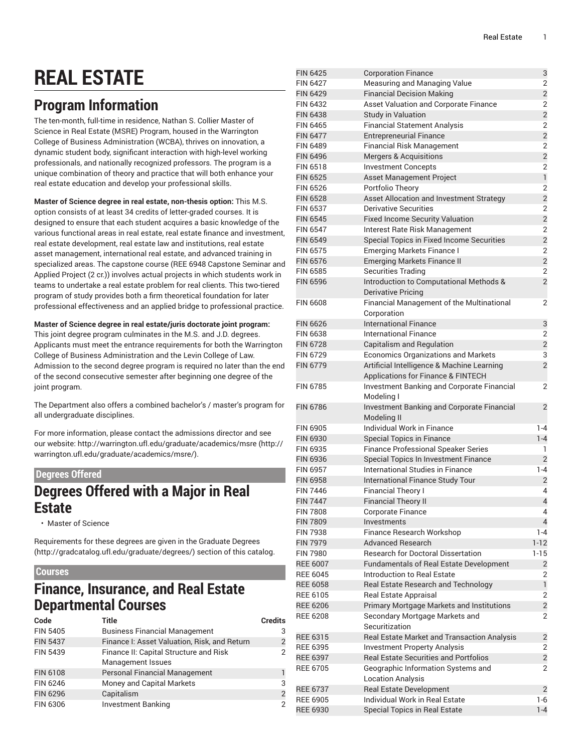# REAL ESTATE

## Program Information

The ten-month, full-time in residence, Nathan S. Collier Master of Science in Real Estate (MSRE) Program, housed in the Warrington College of Business Administration (WCBA), thrives on innovation, a dynamic student body, significant interaction with high-level working professionals, and nationally recognized professors. The program is a unique combination of theory and practice that will both enhance your real estate education and develop your professional skills.

**Master of Science degree in real estate, non-thesis option:** This M.S. option consists of at least 34 credits of letter-graded courses. It is designed to ensure that each student acquires a basic knowledge of the various functional areas in real estate, real estate finance and investment, real estate development, real estate law and institutions, real estate asset management, international real estate, and advanced training in specialized areas. The capstone course (REE 6948 Capstone Seminar and Applied Project (2 cr.)) involves actual projects in which students work in teams to undertake a real estate problem for real clients. This two-tiered program of study provides both a firm theoretical foundation for later professional effectiveness and an applied bridge to professional practice.

**Master of Science degree in real estate/juris doctorate joint program:** This joint degree program culminates in the M.S. and J.D. degrees. Applicants must meet the entrance requirements for both the Warrington College of Business Administration and the Levin College of Law. Admission to the second degree program is required no later than the end of the second consecutive semester after beginning one degree of the joint program.

The Department also offers a combined bachelor's / master's program for all undergraduate disciplines.

For more information, please contact the admissions director and see our website: http://warrington.ufl.edu/graduate/academics/msre (http://warrington.ufl.edu/graduate/academics/msre/).

### Degrees Offered

## Degrees Offered with a Major in Real Estate

- Master of Science

Requirements for these degrees are given in the Graduate Degrees (http://gradcatalog.ufl.edu/graduate/degrees/) section of this catalog.

### Courses

## Finance, Insurance, and Real Estate Departmental Courses

| Code | Title | Credits |
|---|---|---|
| FIN 5405 | Business Financial Management | 3 |
| FIN 5437 | Finance I: Asset Valuation, Risk, and Return | 2 |
| FIN 5439 | Finance II: Capital Structure and Risk Management Issues | 2 |
| FIN 6108 | Personal Financial Management | 1 |
| FIN 6246 | Money and Capital Markets | 3 |
| FIN 6296 | Capitalism | 2 |
| FIN 6306 | Investment Banking | 2 |
| FIN 6425 | Corporation Finance | 3 |
| FIN 6427 | Measuring and Managing Value | 2 |
| FIN 6429 | Financial Decision Making | 2 |
| FIN 6432 | Asset Valuation and Corporate Finance | 2 |
| FIN 6438 | Study in Valuation | 2 |
| FIN 6465 | Financial Statement Analysis | 2 |
| FIN 6477 | Entrepreneurial Finance | 2 |
| FIN 6489 | Financial Risk Management | 2 |
| FIN 6496 | Mergers & Acquisitions | 2 |
| FIN 6518 | Investment Concepts | 2 |
| FIN 6525 | Asset Management Project | 1 |
| FIN 6526 | Portfolio Theory | 2 |
| FIN 6528 | Asset Allocation and Investment Strategy | 2 |
| FIN 6537 | Derivative Securities | 2 |
| FIN 6545 | Fixed Income Security Valuation | 2 |
| FIN 6547 | Interest Rate Risk Management | 2 |
| FIN 6549 | Special Topics in Fixed Income Securities | 2 |
| FIN 6575 | Emerging Markets Finance I | 2 |
| FIN 6576 | Emerging Markets Finance II | 2 |
| FIN 6585 | Securities Trading | 2 |
| FIN 6596 | Introduction to Computational Methods & Derivative Pricing | 2 |
| FIN 6608 | Financial Management of the Multinational Corporation | 2 |
| FIN 6626 | International Finance | 3 |
| FIN 6638 | International Finance | 2 |
| FIN 6728 | Capitalism and Regulation | 2 |
| FIN 6729 | Economics Organizations and Markets | 3 |
| FIN 6779 | Artificial Intelligence & Machine Learning Applications for Finance & FINTECH | 2 |
| FIN 6785 | Investment Banking and Corporate Financial Modeling I | 2 |
| FIN 6786 | Investment Banking and Corporate Financial Modeling II | 2 |
| FIN 6905 | Individual Work in Finance | 1-4 |
| FIN 6930 | Special Topics in Finance | 1-4 |
| FIN 6935 | Finance Professional Speaker Series | 1 |
| FIN 6936 | Special Topics In Investment Finance | 2 |
| FIN 6957 | International Studies in Finance | 1-4 |
| FIN 6958 | International Finance Study Tour | 2 |
| FIN 7446 | Financial Theory I | 4 |
| FIN 7447 | Financial Theory II | 4 |
| FIN 7808 | Corporate Finance | 4 |
| FIN 7809 | Investments | 4 |
| FIN 7938 | Finance Research Workshop | 1-4 |
| FIN 7979 | Advanced Research | 1-12 |
| FIN 7980 | Research for Doctoral Dissertation | 1-15 |
| REE 6007 | Fundamentals of Real Estate Development | 2 |
| REE 6045 | Introduction to Real Estate | 2 |
| REE 6058 | Real Estate Research and Technology | 1 |
| REE 6105 | Real Estate Appraisal | 2 |
| REE 6206 | Primary Mortgage Markets and Institutions | 2 |
| REE 6208 | Secondary Mortgage Markets and Securitization | 2 |
| REE 6315 | Real Estate Market and Transaction Analysis | 2 |
| REE 6395 | Investment Property Analysis | 2 |
| REE 6397 | Real Estate Securities and Portfolios | 2 |
| REE 6705 | Geographic Information Systems and Location Analysis | 2 |
| REE 6737 | Real Estate Development | 2 |
| REE 6905 | Individual Work in Real Estate | 1-6 |
| REE 6930 | Special Topics in Real Estate | 1-4 |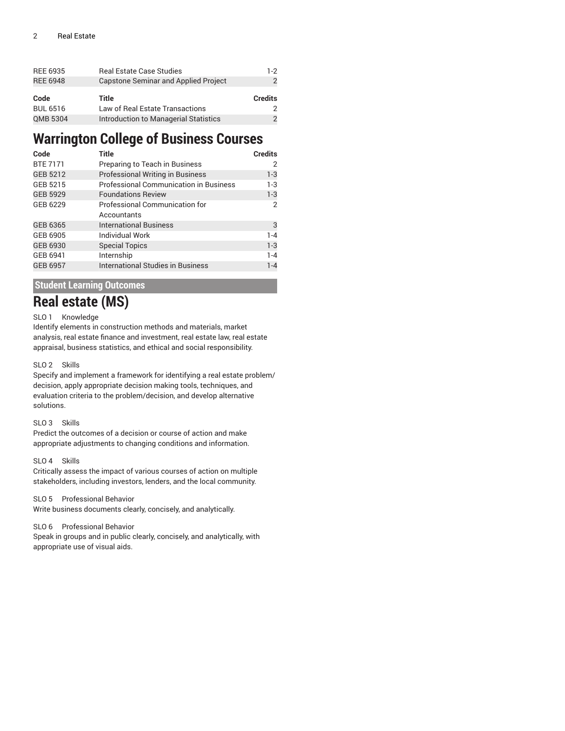| | | |
|---|---|---|
| REE 6935 | Real Estate Case Studies | 1-2 |
| REE 6948 | Capstone Seminar and Applied Project | 2 |

| Code | Title | Credits |
|---|---|---|
| BUL 6516 | Law of Real Estate Transactions | 2 |
| QMB 5304 | Introduction to Managerial Statistics | 2 |

# Warrington College of Business Courses

| Code | Title | Credits |
|---|---|---|
| BTE 7171 | Preparing to Teach in Business | 2 |
| GEB 5212 | Professional Writing in Business | 1-3 |
| GEB 5215 | Professional Communication in Business | 1-3 |
| GEB 5929 | Foundations Review | 1-3 |
| GEB 6229 | Professional Communication for Accountants | 2 |
| GEB 6365 | International Business | 3 |
| GEB 6905 | Individual Work | 1-4 |
| GEB 6930 | Special Topics | 1-3 |
| GEB 6941 | Internship | 1-4 |
| GEB 6957 | International Studies in Business | 1-4 |

## Student Learning Outcomes

# Real estate (MS)

SLO 1 Knowledge
Identify elements in construction methods and materials, market analysis, real estate finance and investment, real estate law, real estate appraisal, business statistics, and ethical and social responsibility.

SLO 2 Skills
Specify and implement a framework for identifying a real estate problem/decision, apply appropriate decision making tools, techniques, and evaluation criteria to the problem/decision, and develop alternative solutions.

SLO 3 Skills
Predict the outcomes of a decision or course of action and make appropriate adjustments to changing conditions and information.

SLO 4 Skills
Critically assess the impact of various courses of action on multiple stakeholders, including investors, lenders, and the local community.

SLO 5 Professional Behavior
Write business documents clearly, concisely, and analytically.

SLO 6 Professional Behavior
Speak in groups and in public clearly, concisely, and analytically, with appropriate use of visual aids.